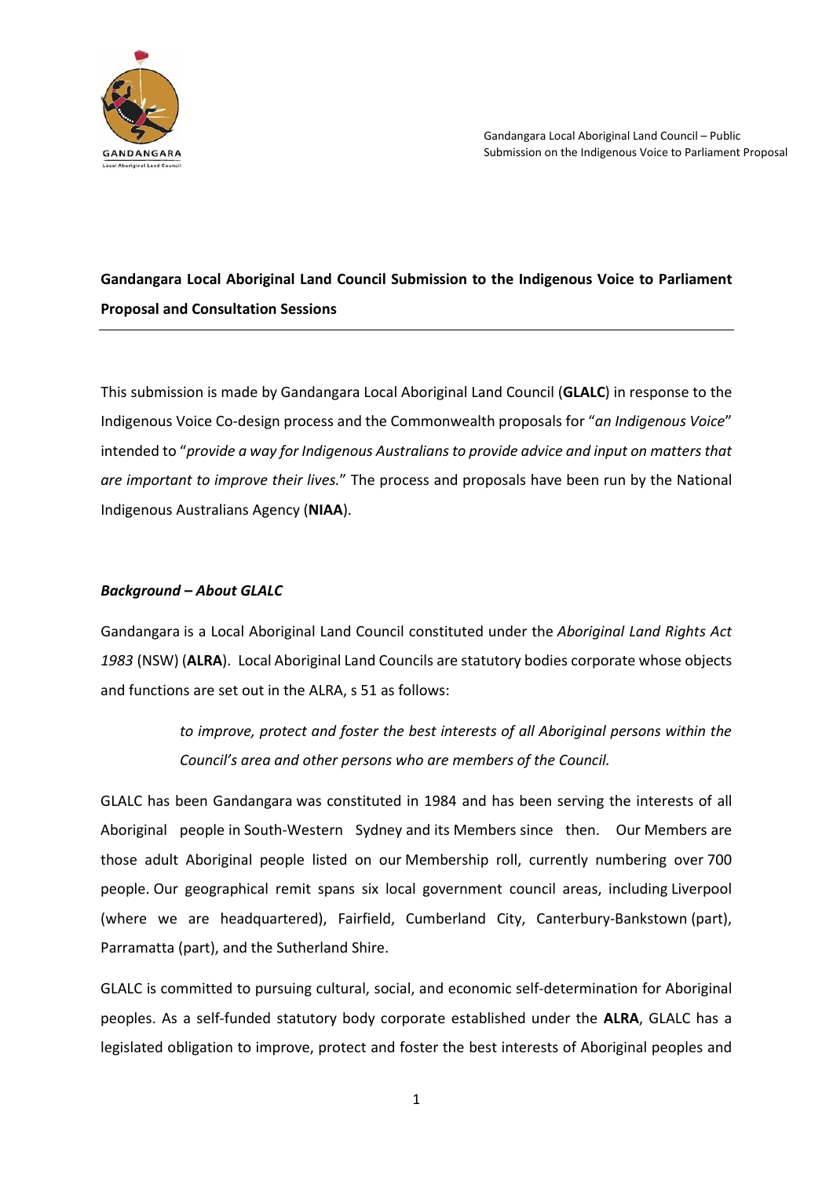**Gandangara Local Aboriginal Land Council Submission to the Indigenous Voice to Parliament Proposal and Consultation Sessions**

---

This submission is made by Gandangara Local Aboriginal Land Council (**GLALC**) in response to the Indigenous Voice Co-design process and the Commonwealth proposals for "*an Indigenous Voice*" intended to "*provide a way for Indigenous Australians to provide advice and input on matters that are important to improve their lives.*" The process and proposals have been run by the National Indigenous Australians Agency (**NIAA**).

***Background – About GLALC***

Gandangara is a Local Aboriginal Land Council constituted under the *Aboriginal Land Rights Act 1983* (NSW) (**ALRA**). Local Aboriginal Land Councils are statutory bodies corporate whose objects and functions are set out in the ALRA, s 51 as follows:

> *to improve, protect and foster the best interests of all Aboriginal persons within the Council's area and other persons who are members of the Council.*

GLALC has been Gandangara was constituted in 1984 and has been serving the interests of all Aboriginal people in South-Western Sydney and its Members since then. Our Members are those adult Aboriginal people listed on our Membership roll, currently numbering over 700 people. Our geographical remit spans six local government council areas, including Liverpool (where we are headquartered), Fairfield, Cumberland City, Canterbury-Bankstown (part), Parramatta (part), and the Sutherland Shire.

GLALC is committed to pursuing cultural, social, and economic self-determination for Aboriginal peoples. As a self-funded statutory body corporate established under the **ALRA**, GLALC has a legislated obligation to improve, protect and foster the best interests of Aboriginal peoples and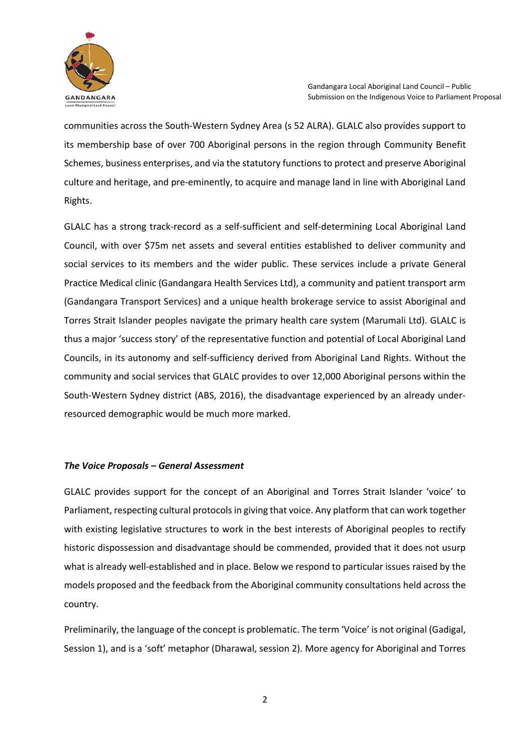communities across the South-Western Sydney Area (s 52 ALRA). GLALC also provides support to its membership base of over 700 Aboriginal persons in the region through Community Benefit Schemes, business enterprises, and via the statutory functions to protect and preserve Aboriginal culture and heritage, and pre-eminently, to acquire and manage land in line with Aboriginal Land Rights.

GLALC has a strong track-record as a self-sufficient and self-determining Local Aboriginal Land Council, with over $75m net assets and several entities established to deliver community and social services to its members and the wider public. These services include a private General Practice Medical clinic (Gandangara Health Services Ltd), a community and patient transport arm (Gandangara Transport Services) and a unique health brokerage service to assist Aboriginal and Torres Strait Islander peoples navigate the primary health care system (Marumali Ltd). GLALC is thus a major 'success story' of the representative function and potential of Local Aboriginal Land Councils, in its autonomy and self-sufficiency derived from Aboriginal Land Rights. Without the community and social services that GLALC provides to over 12,000 Aboriginal persons within the South-Western Sydney district (ABS, 2016), the disadvantage experienced by an already under-resourced demographic would be much more marked.

***The Voice Proposals – General Assessment***

GLALC provides support for the concept of an Aboriginal and Torres Strait Islander 'voice' to Parliament, respecting cultural protocols in giving that voice. Any platform that can work together with existing legislative structures to work in the best interests of Aboriginal peoples to rectify historic dispossession and disadvantage should be commended, provided that it does not usurp what is already well-established and in place. Below we respond to particular issues raised by the models proposed and the feedback from the Aboriginal community consultations held across the country.

Preliminarily, the language of the concept is problematic. The term 'Voice' is not original (Gadigal, Session 1), and is a 'soft' metaphor (Dharawal, session 2). More agency for Aboriginal and Torres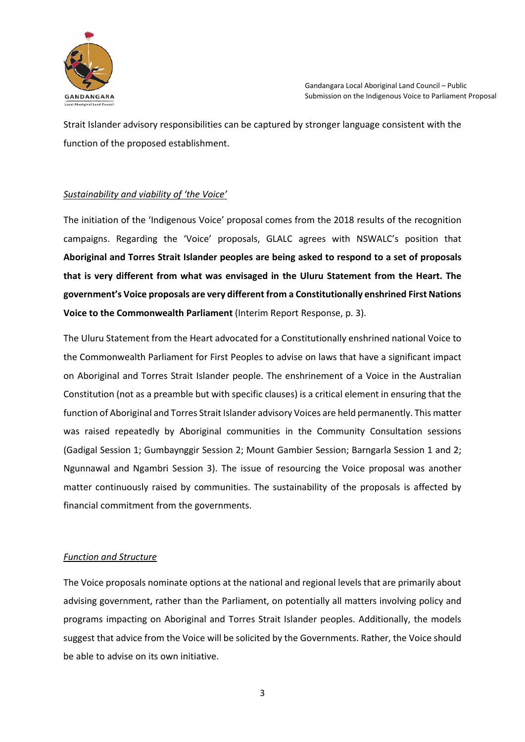Strait Islander advisory responsibilities can be captured by stronger language consistent with the function of the proposed establishment.

*Sustainability and viability of 'the Voice'*

The initiation of the 'Indigenous Voice' proposal comes from the 2018 results of the recognition campaigns. Regarding the 'Voice' proposals, GLALC agrees with NSWALC's position that **Aboriginal and Torres Strait Islander peoples are being asked to respond to a set of proposals that is very different from what was envisaged in the Uluru Statement from the Heart. The government's Voice proposals are very different from a Constitutionally enshrined First Nations Voice to the Commonwealth Parliament** (Interim Report Response, p. 3).

The Uluru Statement from the Heart advocated for a Constitutionally enshrined national Voice to the Commonwealth Parliament for First Peoples to advise on laws that have a significant impact on Aboriginal and Torres Strait Islander people. The enshrinement of a Voice in the Australian Constitution (not as a preamble but with specific clauses) is a critical element in ensuring that the function of Aboriginal and Torres Strait Islander advisory Voices are held permanently. This matter was raised repeatedly by Aboriginal communities in the Community Consultation sessions (Gadigal Session 1; Gumbaynggir Session 2; Mount Gambier Session; Barngarla Session 1 and 2; Ngunnawal and Ngambri Session 3). The issue of resourcing the Voice proposal was another matter continuously raised by communities. The sustainability of the proposals is affected by financial commitment from the governments.

*Function and Structure*

The Voice proposals nominate options at the national and regional levels that are primarily about advising government, rather than the Parliament, on potentially all matters involving policy and programs impacting on Aboriginal and Torres Strait Islander peoples. Additionally, the models suggest that advice from the Voice will be solicited by the Governments. Rather, the Voice should be able to advise on its own initiative.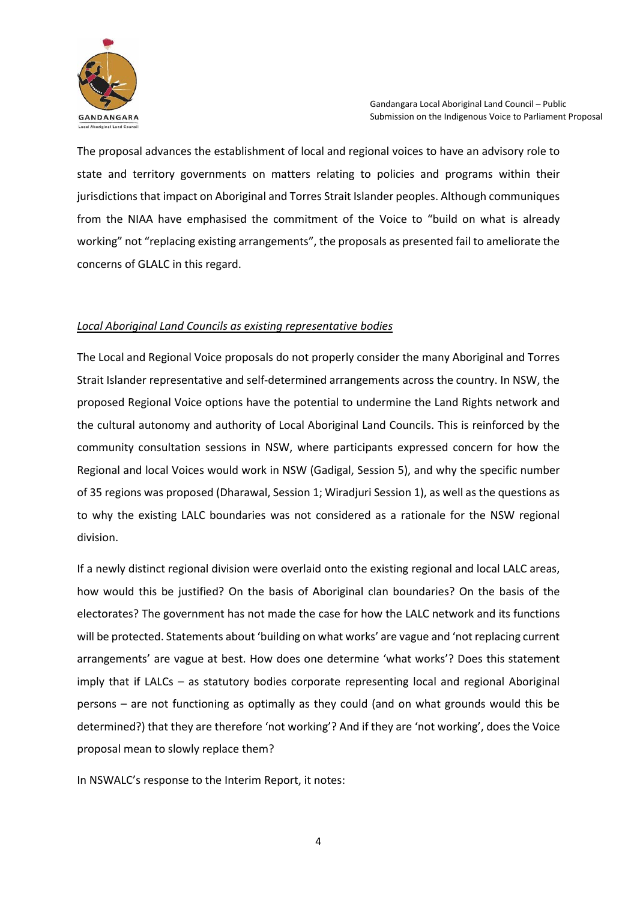The proposal advances the establishment of local and regional voices to have an advisory role to state and territory governments on matters relating to policies and programs within their jurisdictions that impact on Aboriginal and Torres Strait Islander peoples. Although communiques from the NIAA have emphasised the commitment of the Voice to "build on what is already working" not "replacing existing arrangements", the proposals as presented fail to ameliorate the concerns of GLALC in this regard.

*Local Aboriginal Land Councils as existing representative bodies*

The Local and Regional Voice proposals do not properly consider the many Aboriginal and Torres Strait Islander representative and self-determined arrangements across the country. In NSW, the proposed Regional Voice options have the potential to undermine the Land Rights network and the cultural autonomy and authority of Local Aboriginal Land Councils. This is reinforced by the community consultation sessions in NSW, where participants expressed concern for how the Regional and local Voices would work in NSW (Gadigal, Session 5), and why the specific number of 35 regions was proposed (Dharawal, Session 1; Wiradjuri Session 1), as well as the questions as to why the existing LALC boundaries was not considered as a rationale for the NSW regional division.

If a newly distinct regional division were overlaid onto the existing regional and local LALC areas, how would this be justified? On the basis of Aboriginal clan boundaries? On the basis of the electorates? The government has not made the case for how the LALC network and its functions will be protected. Statements about 'building on what works' are vague and 'not replacing current arrangements' are vague at best. How does one determine 'what works'? Does this statement imply that if LALCs – as statutory bodies corporate representing local and regional Aboriginal persons – are not functioning as optimally as they could (and on what grounds would this be determined?) that they are therefore 'not working'? And if they are 'not working', does the Voice proposal mean to slowly replace them?

In NSWALC's response to the Interim Report, it notes: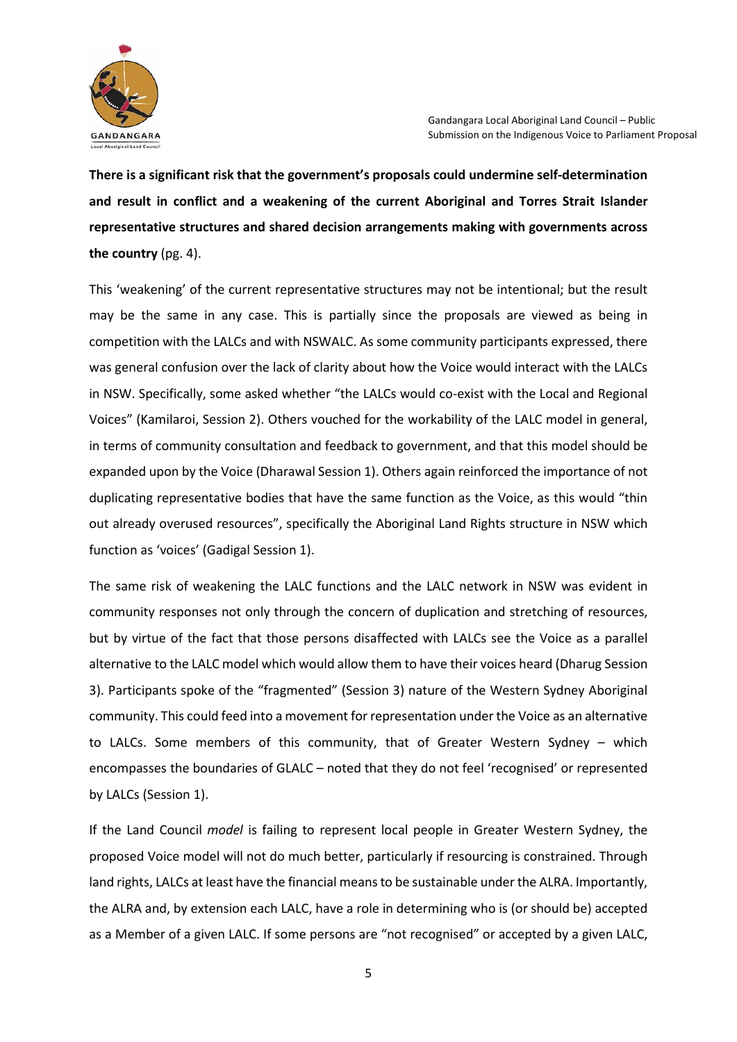**There is a significant risk that the government's proposals could undermine self-determination and result in conflict and a weakening of the current Aboriginal and Torres Strait Islander representative structures and shared decision arrangements making with governments across the country** (pg. 4).

This 'weakening' of the current representative structures may not be intentional; but the result may be the same in any case. This is partially since the proposals are viewed as being in competition with the LALCs and with NSWALC. As some community participants expressed, there was general confusion over the lack of clarity about how the Voice would interact with the LALCs in NSW. Specifically, some asked whether "the LALCs would co-exist with the Local and Regional Voices" (Kamilaroi, Session 2). Others vouched for the workability of the LALC model in general, in terms of community consultation and feedback to government, and that this model should be expanded upon by the Voice (Dharawal Session 1). Others again reinforced the importance of not duplicating representative bodies that have the same function as the Voice, as this would "thin out already overused resources", specifically the Aboriginal Land Rights structure in NSW which function as 'voices' (Gadigal Session 1).

The same risk of weakening the LALC functions and the LALC network in NSW was evident in community responses not only through the concern of duplication and stretching of resources, but by virtue of the fact that those persons disaffected with LALCs see the Voice as a parallel alternative to the LALC model which would allow them to have their voices heard (Dharug Session 3). Participants spoke of the "fragmented" (Session 3) nature of the Western Sydney Aboriginal community. This could feed into a movement for representation under the Voice as an alternative to LALCs. Some members of this community, that of Greater Western Sydney – which encompasses the boundaries of GLALC – noted that they do not feel 'recognised' or represented by LALCs (Session 1).

If the Land Council *model* is failing to represent local people in Greater Western Sydney, the proposed Voice model will not do much better, particularly if resourcing is constrained. Through land rights, LALCs at least have the financial means to be sustainable under the ALRA. Importantly, the ALRA and, by extension each LALC, have a role in determining who is (or should be) accepted as a Member of a given LALC. If some persons are "not recognised" or accepted by a given LALC,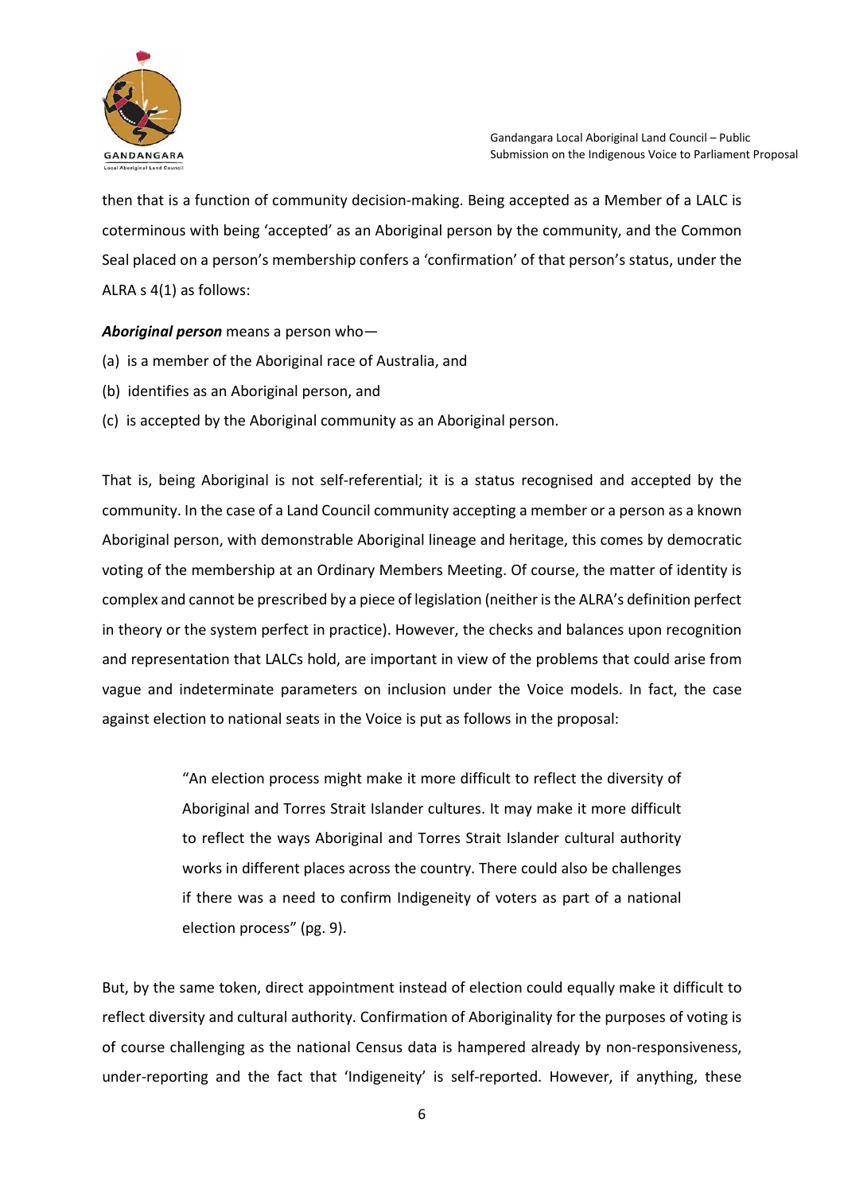then that is a function of community decision-making. Being accepted as a Member of a LALC is coterminous with being 'accepted' as an Aboriginal person by the community, and the Common Seal placed on a person's membership confers a 'confirmation' of that person's status, under the ALRA s 4(1) as follows:

***Aboriginal person*** means a person who—

(a) is a member of the Aboriginal race of Australia, and

(b) identifies as an Aboriginal person, and

(c) is accepted by the Aboriginal community as an Aboriginal person.

That is, being Aboriginal is not self-referential; it is a status recognised and accepted by the community. In the case of a Land Council community accepting a member or a person as a known Aboriginal person, with demonstrable Aboriginal lineage and heritage, this comes by democratic voting of the membership at an Ordinary Members Meeting. Of course, the matter of identity is complex and cannot be prescribed by a piece of legislation (neither is the ALRA's definition perfect in theory or the system perfect in practice). However, the checks and balances upon recognition and representation that LALCs hold, are important in view of the problems that could arise from vague and indeterminate parameters on inclusion under the Voice models. In fact, the case against election to national seats in the Voice is put as follows in the proposal:

> "An election process might make it more difficult to reflect the diversity of Aboriginal and Torres Strait Islander cultures. It may make it more difficult to reflect the ways Aboriginal and Torres Strait Islander cultural authority works in different places across the country. There could also be challenges if there was a need to confirm Indigeneity of voters as part of a national election process" (pg. 9).

But, by the same token, direct appointment instead of election could equally make it difficult to reflect diversity and cultural authority. Confirmation of Aboriginality for the purposes of voting is of course challenging as the national Census data is hampered already by non-responsiveness, under-reporting and the fact that 'Indigeneity' is self-reported. However, if anything, these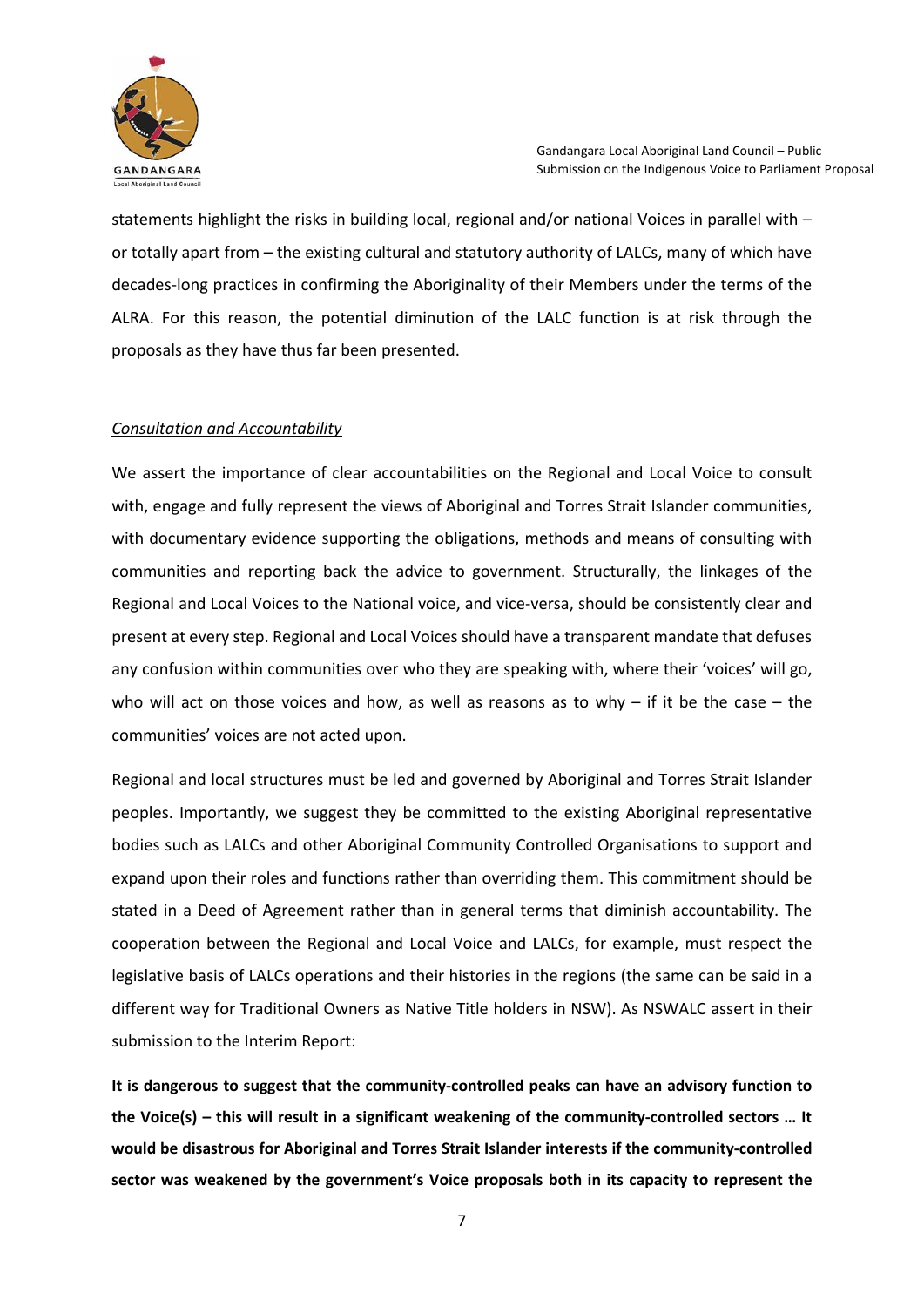statements highlight the risks in building local, regional and/or national Voices in parallel with – or totally apart from – the existing cultural and statutory authority of LALCs, many of which have decades-long practices in confirming the Aboriginality of their Members under the terms of the ALRA. For this reason, the potential diminution of the LALC function is at risk through the proposals as they have thus far been presented.

*Consultation and Accountability*

We assert the importance of clear accountabilities on the Regional and Local Voice to consult with, engage and fully represent the views of Aboriginal and Torres Strait Islander communities, with documentary evidence supporting the obligations, methods and means of consulting with communities and reporting back the advice to government. Structurally, the linkages of the Regional and Local Voices to the National voice, and vice-versa, should be consistently clear and present at every step. Regional and Local Voices should have a transparent mandate that defuses any confusion within communities over who they are speaking with, where their 'voices' will go, who will act on those voices and how, as well as reasons as to why – if it be the case – the communities' voices are not acted upon.

Regional and local structures must be led and governed by Aboriginal and Torres Strait Islander peoples. Importantly, we suggest they be committed to the existing Aboriginal representative bodies such as LALCs and other Aboriginal Community Controlled Organisations to support and expand upon their roles and functions rather than overriding them. This commitment should be stated in a Deed of Agreement rather than in general terms that diminish accountability. The cooperation between the Regional and Local Voice and LALCs, for example, must respect the legislative basis of LALCs operations and their histories in the regions (the same can be said in a different way for Traditional Owners as Native Title holders in NSW). As NSWALC assert in their submission to the Interim Report:

**It is dangerous to suggest that the community-controlled peaks can have an advisory function to the Voice(s) – this will result in a significant weakening of the community-controlled sectors … It would be disastrous for Aboriginal and Torres Strait Islander interests if the community-controlled sector was weakened by the government's Voice proposals both in its capacity to represent the**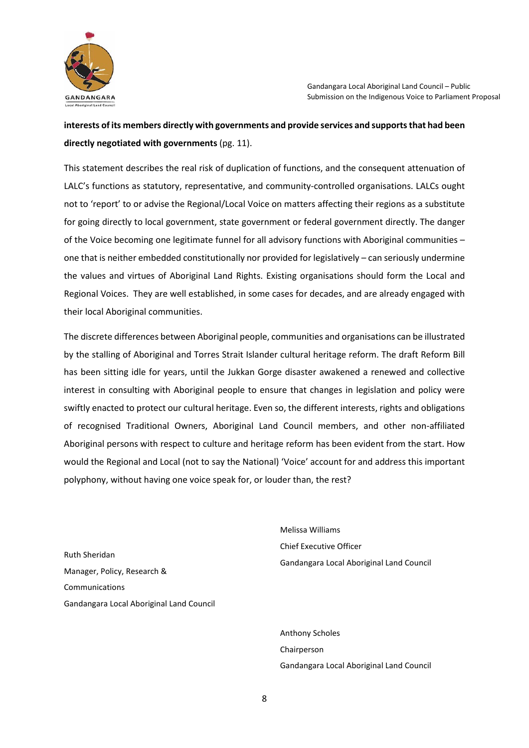**interests of its members directly with governments and provide services and supports that had been directly negotiated with governments** (pg. 11).

This statement describes the real risk of duplication of functions, and the consequent attenuation of LALC's functions as statutory, representative, and community-controlled organisations. LALCs ought not to 'report' to or advise the Regional/Local Voice on matters affecting their regions as a substitute for going directly to local government, state government or federal government directly. The danger of the Voice becoming one legitimate funnel for all advisory functions with Aboriginal communities – one that is neither embedded constitutionally nor provided for legislatively – can seriously undermine the values and virtues of Aboriginal Land Rights. Existing organisations should form the Local and Regional Voices. They are well established, in some cases for decades, and are already engaged with their local Aboriginal communities.

The discrete differences between Aboriginal people, communities and organisations can be illustrated by the stalling of Aboriginal and Torres Strait Islander cultural heritage reform. The draft Reform Bill has been sitting idle for years, until the Jukkan Gorge disaster awakened a renewed and collective interest in consulting with Aboriginal people to ensure that changes in legislation and policy were swiftly enacted to protect our cultural heritage. Even so, the different interests, rights and obligations of recognised Traditional Owners, Aboriginal Land Council members, and other non-affiliated Aboriginal persons with respect to culture and heritage reform has been evident from the start. How would the Regional and Local (not to say the National) 'Voice' account for and address this important polyphony, without having one voice speak for, or louder than, the rest?

Ruth Sheridan
Manager, Policy, Research & Communications
Gandangara Local Aboriginal Land Council

Melissa Williams
Chief Executive Officer
Gandangara Local Aboriginal Land Council

Anthony Scholes
Chairperson
Gandangara Local Aboriginal Land Council